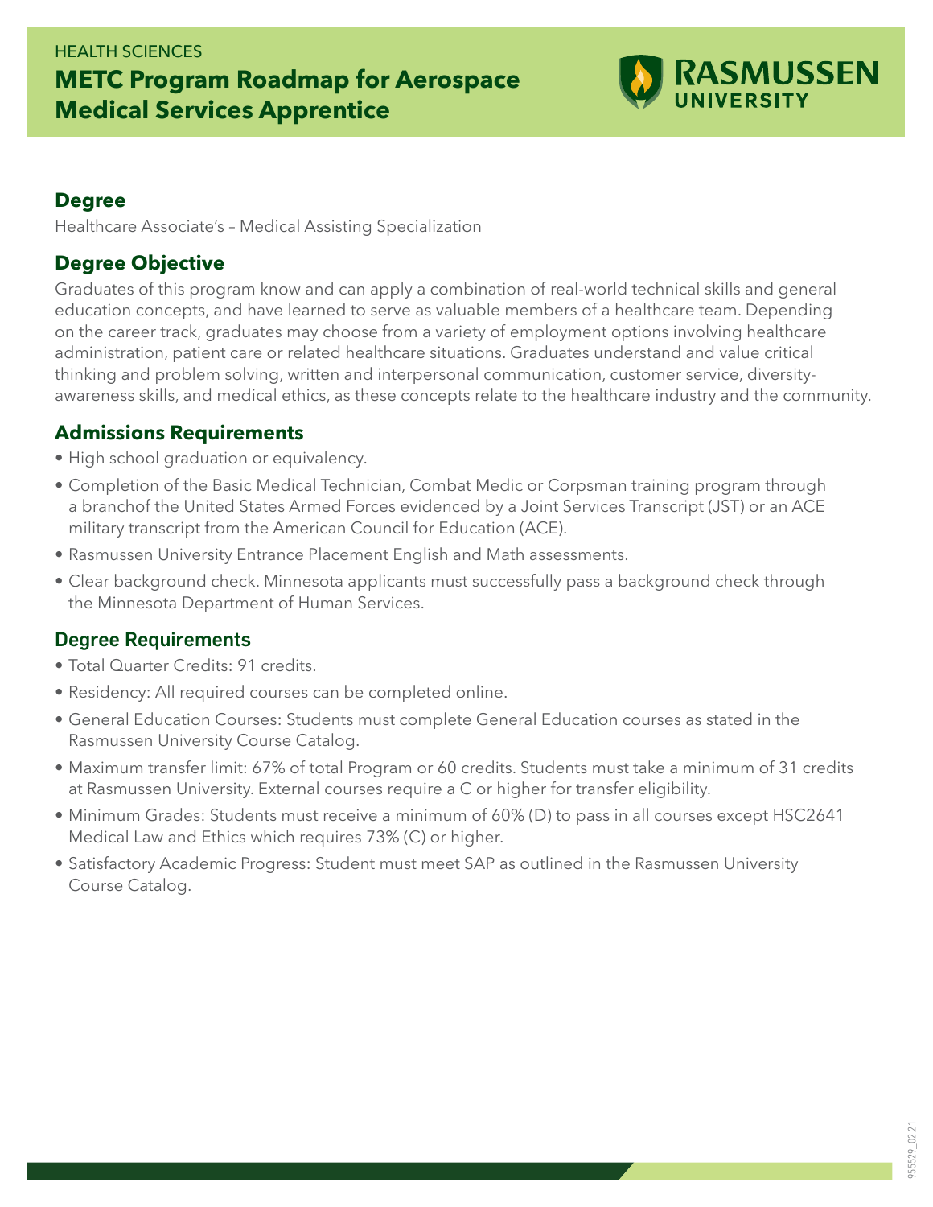HEALTH SCIENCES

# METC Program Roadmap for Aerospace Medical Services Apprentice

RASMUSSEN UNIVERSITY

## Degree

Healthcare Associate's – Medical Assisting Specialization

## Degree Objective

Graduates of this program know and can apply a combination of real-world technical skills and general education concepts, and have learned to serve as valuable members of a healthcare team. Depending on the career track, graduates may choose from a variety of employment options involving healthcare administration, patient care or related healthcare situations. Graduates understand and value critical thinking and problem solving, written and interpersonal communication, customer service, diversity-awareness skills, and medical ethics, as these concepts relate to the healthcare industry and the community.

## Admissions Requirements

- High school graduation or equivalency.
- Completion of the Basic Medical Technician, Combat Medic or Corpsman training program through a branchof the United States Armed Forces evidenced by a Joint Services Transcript (JST) or an ACE military transcript from the American Council for Education (ACE).
- Rasmussen University Entrance Placement English and Math assessments.
- Clear background check. Minnesota applicants must successfully pass a background check through the Minnesota Department of Human Services.

## Degree Requirements

- Total Quarter Credits: 91 credits.
- Residency: All required courses can be completed online.
- General Education Courses: Students must complete General Education courses as stated in the Rasmussen University Course Catalog.
- Maximum transfer limit: 67% of total Program or 60 credits. Students must take a minimum of 31 credits at Rasmussen University. External courses require a C or higher for transfer eligibility.
- Minimum Grades: Students must receive a minimum of 60% (D) to pass in all courses except HSC2641 Medical Law and Ethics which requires 73% (C) or higher.
- Satisfactory Academic Progress: Student must meet SAP as outlined in the Rasmussen University Course Catalog.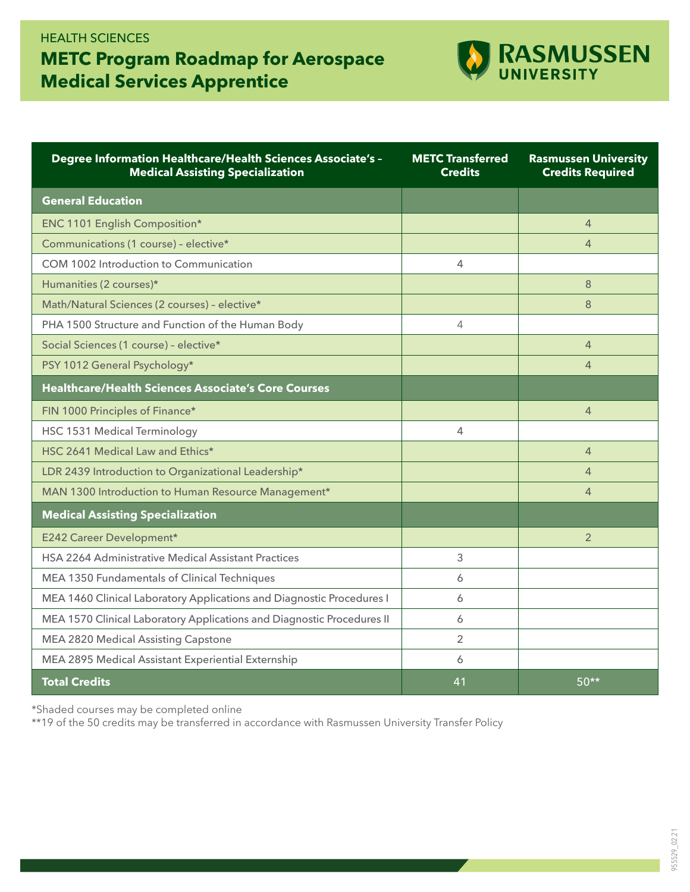HEALTH SCIENCES

# METC Program Roadmap for Aerospace Medical Services Apprentice

| Degree Information Healthcare/Health Sciences Associate's – Medical Assisting Specialization | METC Transferred Credits | Rasmussen University Credits Required |
|---|---|---|
| **General Education** | | |
| ENC 1101 English Composition* | | 4 |
| Communications (1 course) – elective* | | 4 |
| COM 1002 Introduction to Communication | 4 | |
| Humanities (2 courses)* | | 8 |
| Math/Natural Sciences (2 courses) – elective* | | 8 |
| PHA 1500 Structure and Function of the Human Body | 4 | |
| Social Sciences (1 course) – elective* | | 4 |
| PSY 1012 General Psychology* | | 4 |
| **Healthcare/Health Sciences Associate's Core Courses** | | |
| FIN 1000 Principles of Finance* | | 4 |
| HSC 1531 Medical Terminology | 4 | |
| HSC 2641 Medical Law and Ethics* | | 4 |
| LDR 2439 Introduction to Organizational Leadership* | | 4 |
| MAN 1300 Introduction to Human Resource Management* | | 4 |
| **Medical Assisting Specialization** | | |
| E242 Career Development* | | 2 |
| HSA 2264 Administrative Medical Assistant Practices | 3 | |
| MEA 1350 Fundamentals of Clinical Techniques | 6 | |
| MEA 1460 Clinical Laboratory Applications and Diagnostic Procedures I | 6 | |
| MEA 1570 Clinical Laboratory Applications and Diagnostic Procedures II | 6 | |
| MEA 2820 Medical Assisting Capstone | 2 | |
| MEA 2895 Medical Assistant Experiential Externship | 6 | |
| **Total Credits** | 41 | 50** |

*Shaded courses may be completed online

**19 of the 50 credits may be transferred in accordance with Rasmussen University Transfer Policy